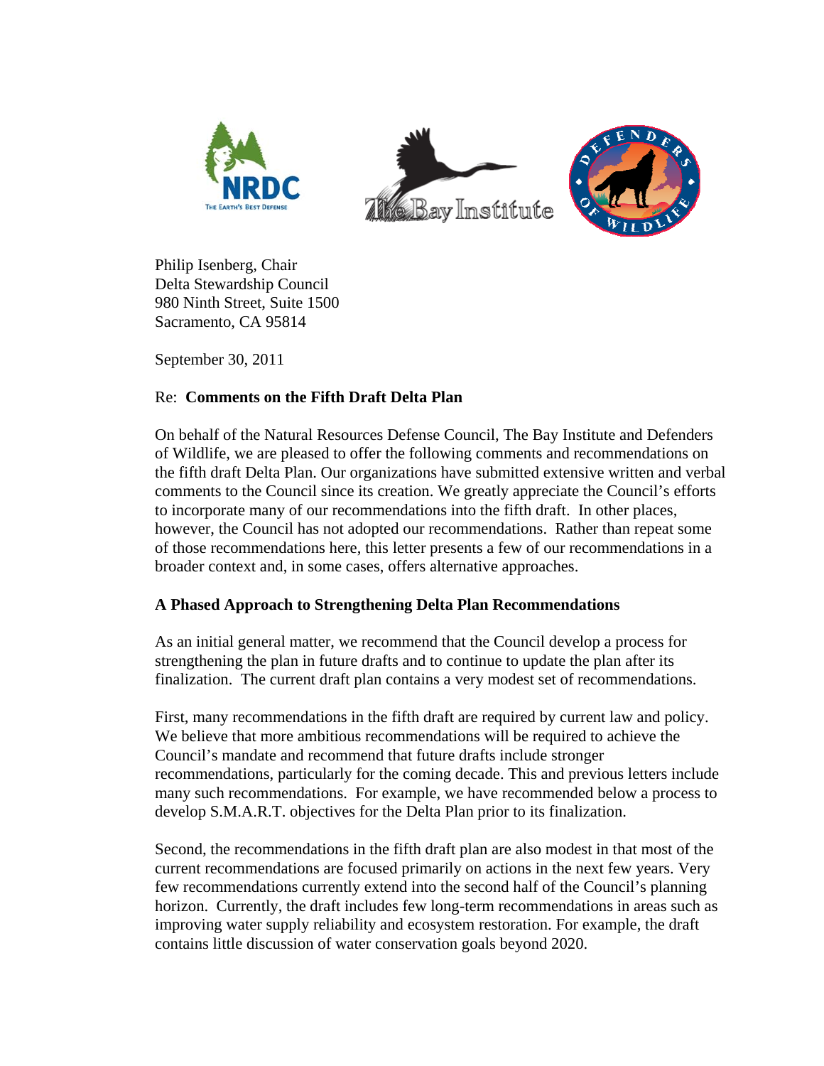Philip Isenberg, Chair
Delta Stewardship Council
980 Ninth Street, Suite 1500
Sacramento, CA 95814

September 30, 2011

Re: **Comments on the Fifth Draft Delta Plan**

On behalf of the Natural Resources Defense Council, The Bay Institute and Defenders of Wildlife, we are pleased to offer the following comments and recommendations on the fifth draft Delta Plan. Our organizations have submitted extensive written and verbal comments to the Council since its creation. We greatly appreciate the Council's efforts to incorporate many of our recommendations into the fifth draft. In other places, however, the Council has not adopted our recommendations. Rather than repeat some of those recommendations here, this letter presents a few of our recommendations in a broader context and, in some cases, offers alternative approaches.

## A Phased Approach to Strengthening Delta Plan Recommendations

As an initial general matter, we recommend that the Council develop a process for strengthening the plan in future drafts and to continue to update the plan after its finalization. The current draft plan contains a very modest set of recommendations.

First, many recommendations in the fifth draft are required by current law and policy. We believe that more ambitious recommendations will be required to achieve the Council's mandate and recommend that future drafts include stronger recommendations, particularly for the coming decade. This and previous letters include many such recommendations. For example, we have recommended below a process to develop S.M.A.R.T. objectives for the Delta Plan prior to its finalization.

Second, the recommendations in the fifth draft plan are also modest in that most of the current recommendations are focused primarily on actions in the next few years. Very few recommendations currently extend into the second half of the Council's planning horizon. Currently, the draft includes few long-term recommendations in areas such as improving water supply reliability and ecosystem restoration. For example, the draft contains little discussion of water conservation goals beyond 2020.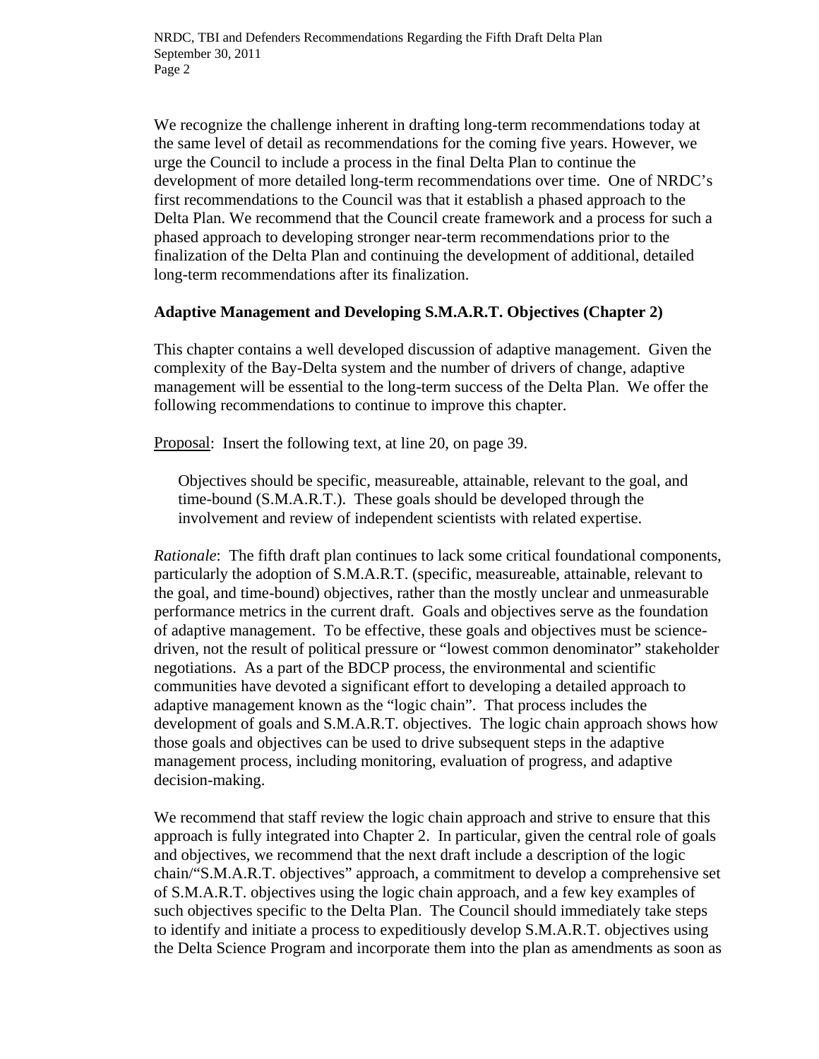We recognize the challenge inherent in drafting long-term recommendations today at the same level of detail as recommendations for the coming five years. However, we urge the Council to include a process in the final Delta Plan to continue the development of more detailed long-term recommendations over time. One of NRDC's first recommendations to the Council was that it establish a phased approach to the Delta Plan. We recommend that the Council create framework and a process for such a phased approach to developing stronger near-term recommendations prior to the finalization of the Delta Plan and continuing the development of additional, detailed long-term recommendations after its finalization.

**Adaptive Management and Developing S.M.A.R.T. Objectives (Chapter 2)**

This chapter contains a well developed discussion of adaptive management. Given the complexity of the Bay-Delta system and the number of drivers of change, adaptive management will be essential to the long-term success of the Delta Plan. We offer the following recommendations to continue to improve this chapter.

<u>Proposal</u>: Insert the following text, at line 20, on page 39.

> Objectives should be specific, measureable, attainable, relevant to the goal, and time-bound (S.M.A.R.T.). These goals should be developed through the involvement and review of independent scientists with related expertise.

*Rationale*: The fifth draft plan continues to lack some critical foundational components, particularly the adoption of S.M.A.R.T. (specific, measureable, attainable, relevant to the goal, and time-bound) objectives, rather than the mostly unclear and unmeasurable performance metrics in the current draft. Goals and objectives serve as the foundation of adaptive management. To be effective, these goals and objectives must be science-driven, not the result of political pressure or "lowest common denominator" stakeholder negotiations. As a part of the BDCP process, the environmental and scientific communities have devoted a significant effort to developing a detailed approach to adaptive management known as the "logic chain". That process includes the development of goals and S.M.A.R.T. objectives. The logic chain approach shows how those goals and objectives can be used to drive subsequent steps in the adaptive management process, including monitoring, evaluation of progress, and adaptive decision-making.

We recommend that staff review the logic chain approach and strive to ensure that this approach is fully integrated into Chapter 2. In particular, given the central role of goals and objectives, we recommend that the next draft include a description of the logic chain/"S.M.A.R.T. objectives" approach, a commitment to develop a comprehensive set of S.M.A.R.T. objectives using the logic chain approach, and a few key examples of such objectives specific to the Delta Plan. The Council should immediately take steps to identify and initiate a process to expeditiously develop S.M.A.R.T. objectives using the Delta Science Program and incorporate them into the plan as amendments as soon as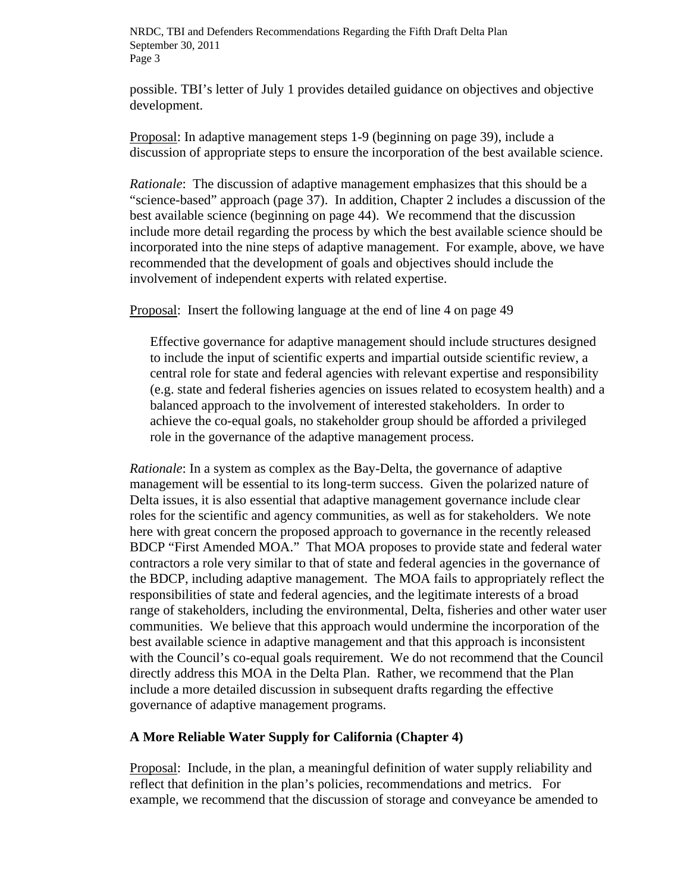possible. TBI's letter of July 1 provides detailed guidance on objectives and objective development.

<u>Proposal</u>: In adaptive management steps 1-9 (beginning on page 39), include a discussion of appropriate steps to ensure the incorporation of the best available science.

*Rationale*: The discussion of adaptive management emphasizes that this should be a "science-based" approach (page 37). In addition, Chapter 2 includes a discussion of the best available science (beginning on page 44). We recommend that the discussion include more detail regarding the process by which the best available science should be incorporated into the nine steps of adaptive management. For example, above, we have recommended that the development of goals and objectives should include the involvement of independent experts with related expertise.

<u>Proposal</u>: Insert the following language at the end of line 4 on page 49

> Effective governance for adaptive management should include structures designed to include the input of scientific experts and impartial outside scientific review, a central role for state and federal agencies with relevant expertise and responsibility (e.g. state and federal fisheries agencies on issues related to ecosystem health) and a balanced approach to the involvement of interested stakeholders. In order to achieve the co-equal goals, no stakeholder group should be afforded a privileged role in the governance of the adaptive management process.

*Rationale*: In a system as complex as the Bay-Delta, the governance of adaptive management will be essential to its long-term success. Given the polarized nature of Delta issues, it is also essential that adaptive management governance include clear roles for the scientific and agency communities, as well as for stakeholders. We note here with great concern the proposed approach to governance in the recently released BDCP "First Amended MOA." That MOA proposes to provide state and federal water contractors a role very similar to that of state and federal agencies in the governance of the BDCP, including adaptive management. The MOA fails to appropriately reflect the responsibilities of state and federal agencies, and the legitimate interests of a broad range of stakeholders, including the environmental, Delta, fisheries and other water user communities. We believe that this approach would undermine the incorporation of the best available science in adaptive management and that this approach is inconsistent with the Council's co-equal goals requirement. We do not recommend that the Council directly address this MOA in the Delta Plan. Rather, we recommend that the Plan include a more detailed discussion in subsequent drafts regarding the effective governance of adaptive management programs.

## A More Reliable Water Supply for California (Chapter 4)

<u>Proposal</u>: Include, in the plan, a meaningful definition of water supply reliability and reflect that definition in the plan's policies, recommendations and metrics. For example, we recommend that the discussion of storage and conveyance be amended to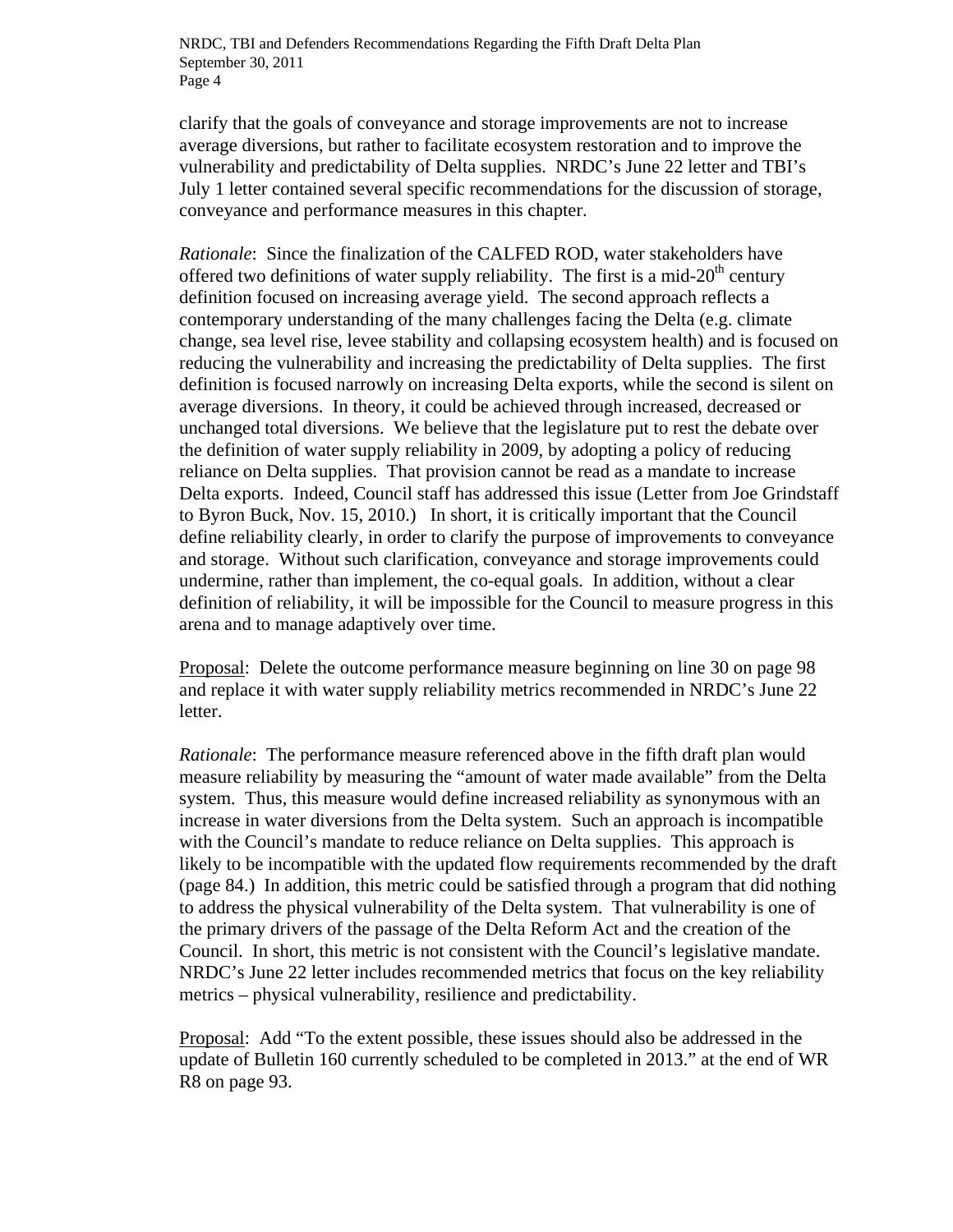clarify that the goals of conveyance and storage improvements are not to increase average diversions, but rather to facilitate ecosystem restoration and to improve the vulnerability and predictability of Delta supplies. NRDC's June 22 letter and TBI's July 1 letter contained several specific recommendations for the discussion of storage, conveyance and performance measures in this chapter.

*Rationale*: Since the finalization of the CALFED ROD, water stakeholders have offered two definitions of water supply reliability. The first is a mid-20th century definition focused on increasing average yield. The second approach reflects a contemporary understanding of the many challenges facing the Delta (e.g. climate change, sea level rise, levee stability and collapsing ecosystem health) and is focused on reducing the vulnerability and increasing the predictability of Delta supplies. The first definition is focused narrowly on increasing Delta exports, while the second is silent on average diversions. In theory, it could be achieved through increased, decreased or unchanged total diversions. We believe that the legislature put to rest the debate over the definition of water supply reliability in 2009, by adopting a policy of reducing reliance on Delta supplies. That provision cannot be read as a mandate to increase Delta exports. Indeed, Council staff has addressed this issue (Letter from Joe Grindstaff to Byron Buck, Nov. 15, 2010.) In short, it is critically important that the Council define reliability clearly, in order to clarify the purpose of improvements to conveyance and storage. Without such clarification, conveyance and storage improvements could undermine, rather than implement, the co-equal goals. In addition, without a clear definition of reliability, it will be impossible for the Council to measure progress in this arena and to manage adaptively over time.

Proposal: Delete the outcome performance measure beginning on line 30 on page 98 and replace it with water supply reliability metrics recommended in NRDC's June 22 letter.

*Rationale*: The performance measure referenced above in the fifth draft plan would measure reliability by measuring the "amount of water made available" from the Delta system. Thus, this measure would define increased reliability as synonymous with an increase in water diversions from the Delta system. Such an approach is incompatible with the Council's mandate to reduce reliance on Delta supplies. This approach is likely to be incompatible with the updated flow requirements recommended by the draft (page 84.) In addition, this metric could be satisfied through a program that did nothing to address the physical vulnerability of the Delta system. That vulnerability is one of the primary drivers of the passage of the Delta Reform Act and the creation of the Council. In short, this metric is not consistent with the Council's legislative mandate. NRDC's June 22 letter includes recommended metrics that focus on the key reliability metrics – physical vulnerability, resilience and predictability.

Proposal: Add "To the extent possible, these issues should also be addressed in the update of Bulletin 160 currently scheduled to be completed in 2013." at the end of WR R8 on page 93.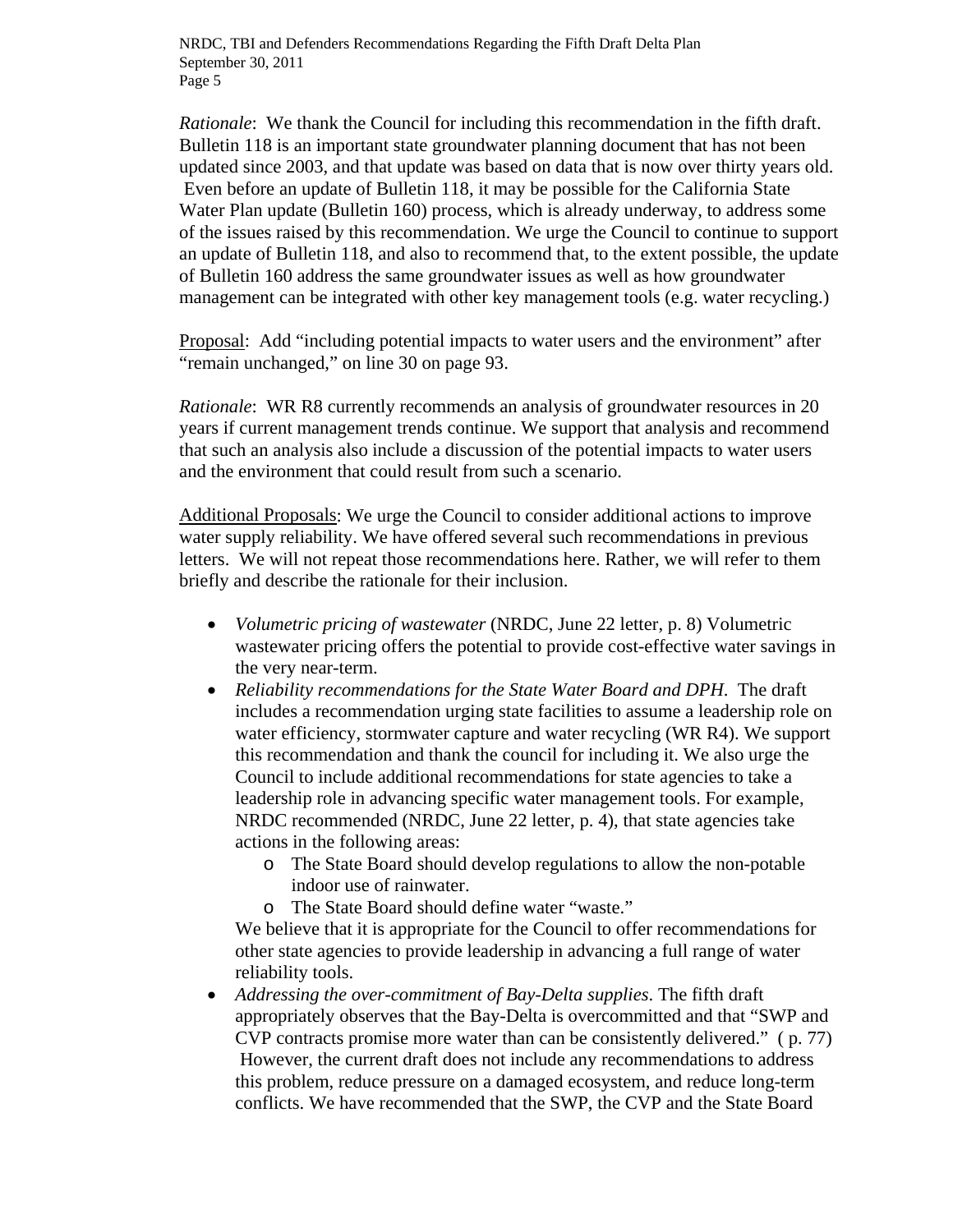*Rationale*: We thank the Council for including this recommendation in the fifth draft. Bulletin 118 is an important state groundwater planning document that has not been updated since 2003, and that update was based on data that is now over thirty years old. Even before an update of Bulletin 118, it may be possible for the California State Water Plan update (Bulletin 160) process, which is already underway, to address some of the issues raised by this recommendation. We urge the Council to continue to support an update of Bulletin 118, and also to recommend that, to the extent possible, the update of Bulletin 160 address the same groundwater issues as well as how groundwater management can be integrated with other key management tools (e.g. water recycling.)

Proposal: Add "including potential impacts to water users and the environment" after "remain unchanged," on line 30 on page 93.

*Rationale*: WR R8 currently recommends an analysis of groundwater resources in 20 years if current management trends continue. We support that analysis and recommend that such an analysis also include a discussion of the potential impacts to water users and the environment that could result from such a scenario.

Additional Proposals: We urge the Council to consider additional actions to improve water supply reliability. We have offered several such recommendations in previous letters. We will not repeat those recommendations here. Rather, we will refer to them briefly and describe the rationale for their inclusion.

- *Volumetric pricing of wastewater* (NRDC, June 22 letter, p. 8) Volumetric wastewater pricing offers the potential to provide cost-effective water savings in the very near-term.
- *Reliability recommendations for the State Water Board and DPH*. The draft includes a recommendation urging state facilities to assume a leadership role on water efficiency, stormwater capture and water recycling (WR R4). We support this recommendation and thank the council for including it. We also urge the Council to include additional recommendations for state agencies to take a leadership role in advancing specific water management tools. For example, NRDC recommended (NRDC, June 22 letter, p. 4), that state agencies take actions in the following areas:
  - The State Board should develop regulations to allow the non-potable indoor use of rainwater.
  - The State Board should define water "waste."

  We believe that it is appropriate for the Council to offer recommendations for other state agencies to provide leadership in advancing a full range of water reliability tools.
- *Addressing the over-commitment of Bay-Delta supplies*. The fifth draft appropriately observes that the Bay-Delta is overcommitted and that "SWP and CVP contracts promise more water than can be consistently delivered." ( p. 77) However, the current draft does not include any recommendations to address this problem, reduce pressure on a damaged ecosystem, and reduce long-term conflicts. We have recommended that the SWP, the CVP and the State Board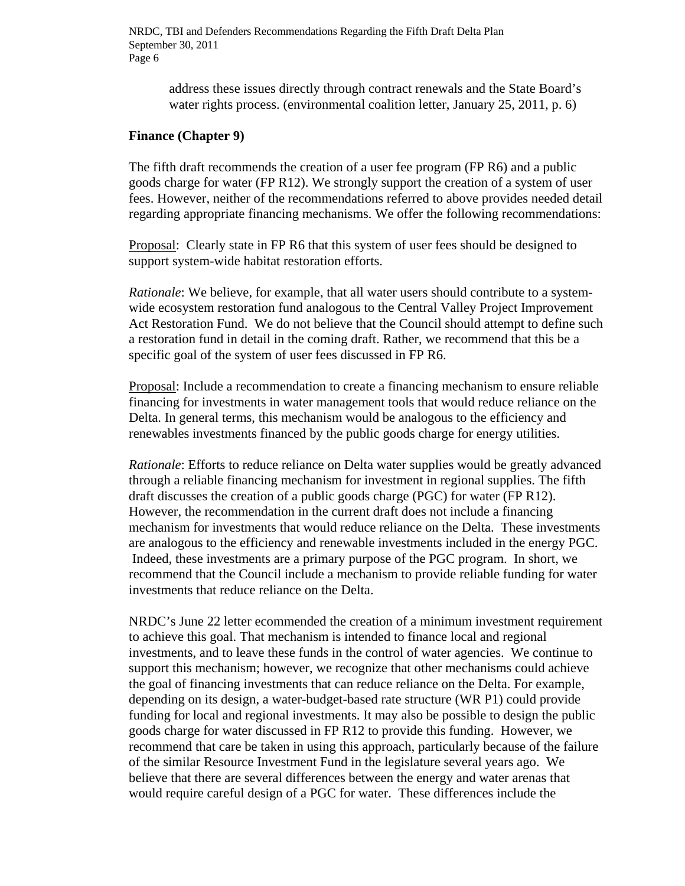address these issues directly through contract renewals and the State Board's water rights process. (environmental coalition letter, January 25, 2011, p. 6)

## Finance (Chapter 9)

The fifth draft recommends the creation of a user fee program (FP R6) and a public goods charge for water (FP R12). We strongly support the creation of a system of user fees. However, neither of the recommendations referred to above provides needed detail regarding appropriate financing mechanisms. We offer the following recommendations:

Proposal: Clearly state in FP R6 that this system of user fees should be designed to support system-wide habitat restoration efforts.

*Rationale*: We believe, for example, that all water users should contribute to a system-wide ecosystem restoration fund analogous to the Central Valley Project Improvement Act Restoration Fund. We do not believe that the Council should attempt to define such a restoration fund in detail in the coming draft. Rather, we recommend that this be a specific goal of the system of user fees discussed in FP R6.

Proposal: Include a recommendation to create a financing mechanism to ensure reliable financing for investments in water management tools that would reduce reliance on the Delta. In general terms, this mechanism would be analogous to the efficiency and renewables investments financed by the public goods charge for energy utilities.

*Rationale*: Efforts to reduce reliance on Delta water supplies would be greatly advanced through a reliable financing mechanism for investment in regional supplies. The fifth draft discusses the creation of a public goods charge (PGC) for water (FP R12). However, the recommendation in the current draft does not include a financing mechanism for investments that would reduce reliance on the Delta. These investments are analogous to the efficiency and renewable investments included in the energy PGC. Indeed, these investments are a primary purpose of the PGC program. In short, we recommend that the Council include a mechanism to provide reliable funding for water investments that reduce reliance on the Delta.

NRDC's June 22 letter ecommended the creation of a minimum investment requirement to achieve this goal. That mechanism is intended to finance local and regional investments, and to leave these funds in the control of water agencies. We continue to support this mechanism; however, we recognize that other mechanisms could achieve the goal of financing investments that can reduce reliance on the Delta. For example, depending on its design, a water-budget-based rate structure (WR P1) could provide funding for local and regional investments. It may also be possible to design the public goods charge for water discussed in FP R12 to provide this funding. However, we recommend that care be taken in using this approach, particularly because of the failure of the similar Resource Investment Fund in the legislature several years ago. We believe that there are several differences between the energy and water arenas that would require careful design of a PGC for water. These differences include the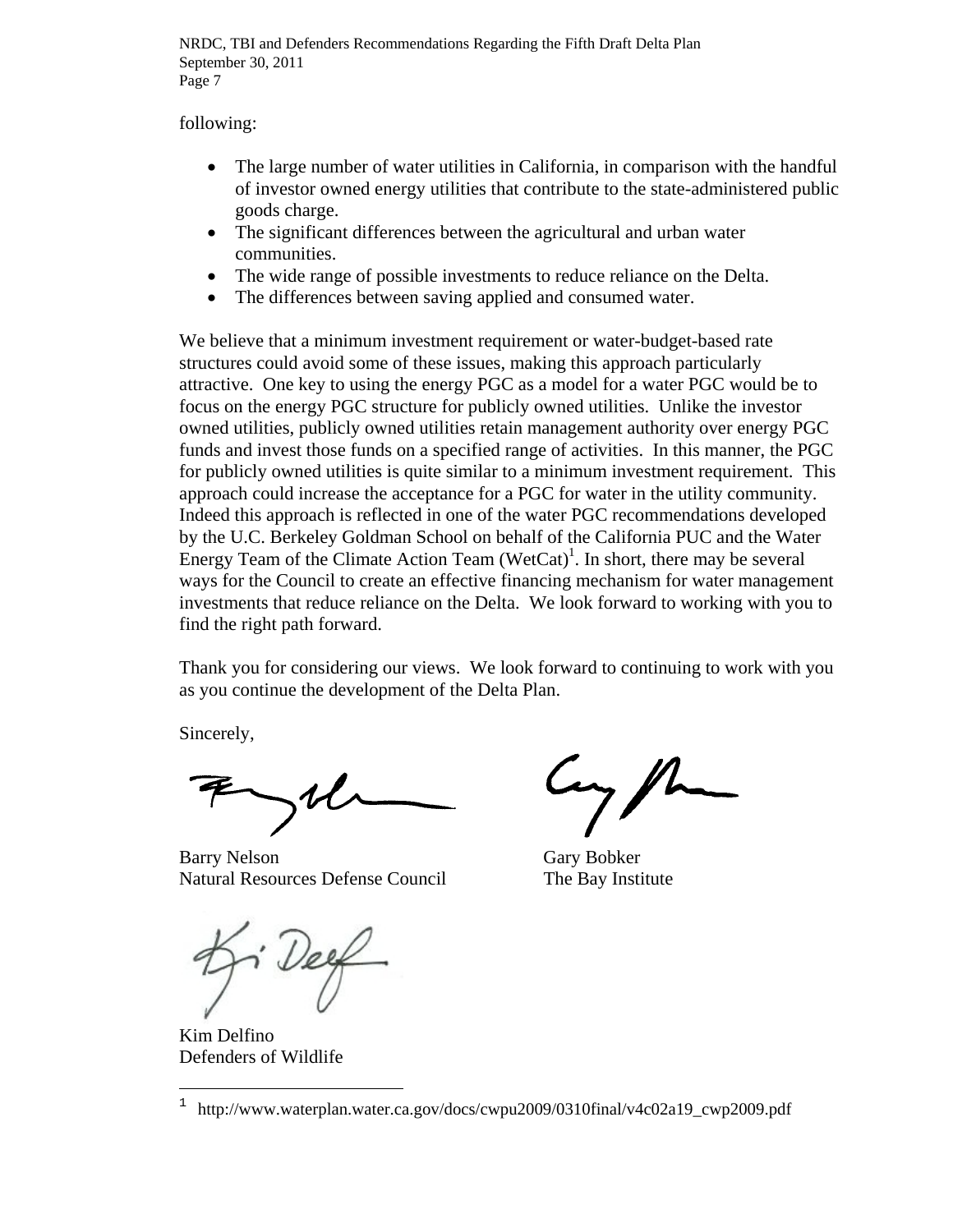following:

- The large number of water utilities in California, in comparison with the handful of investor owned energy utilities that contribute to the state-administered public goods charge.
- The significant differences between the agricultural and urban water communities.
- The wide range of possible investments to reduce reliance on the Delta.
- The differences between saving applied and consumed water.

We believe that a minimum investment requirement or water-budget-based rate structures could avoid some of these issues, making this approach particularly attractive. One key to using the energy PGC as a model for a water PGC would be to focus on the energy PGC structure for publicly owned utilities. Unlike the investor owned utilities, publicly owned utilities retain management authority over energy PGC funds and invest those funds on a specified range of activities. In this manner, the PGC for publicly owned utilities is quite similar to a minimum investment requirement. This approach could increase the acceptance for a PGC for water in the utility community. Indeed this approach is reflected in one of the water PGC recommendations developed by the U.C. Berkeley Goldman School on behalf of the California PUC and the Water Energy Team of the Climate Action Team (WetCat)[1]. In short, there may be several ways for the Council to create an effective financing mechanism for water management investments that reduce reliance on the Delta. We look forward to working with you to find the right path forward.

Thank you for considering our views. We look forward to continuing to work with you as you continue the development of the Delta Plan.

Sincerely,

Barry Nelson
Natural Resources Defense Council

Gary Bobker
The Bay Institute

Kim Delfino
Defenders of Wildlife

[1] http://www.waterplan.water.ca.gov/docs/cwpu2009/0310final/v4c02a19_cwp2009.pdf